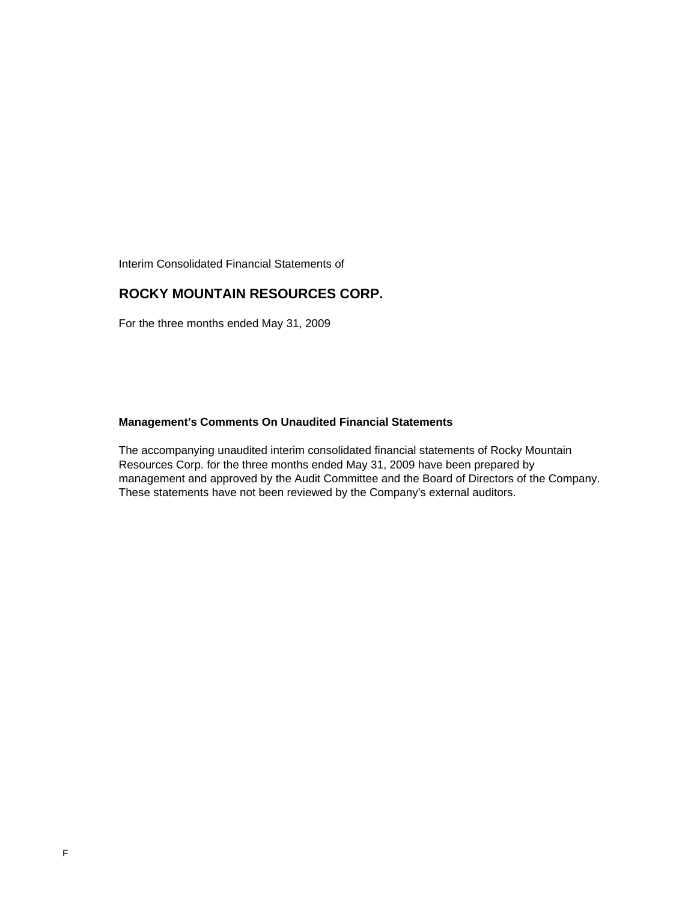Interim Consolidated Financial Statements of

# ROCKY MOUNTAIN RESOURCES CORP.

For the three months ended May 31, 2009

**Management's Comments On Unaudited Financial Statements**

The accompanying unaudited interim consolidated financial statements of Rocky Mountain Resources Corp. for the three months ended May 31, 2009 have been prepared by management and approved by the Audit Committee and the Board of Directors of the Company. These statements have not been reviewed by the Company's external auditors.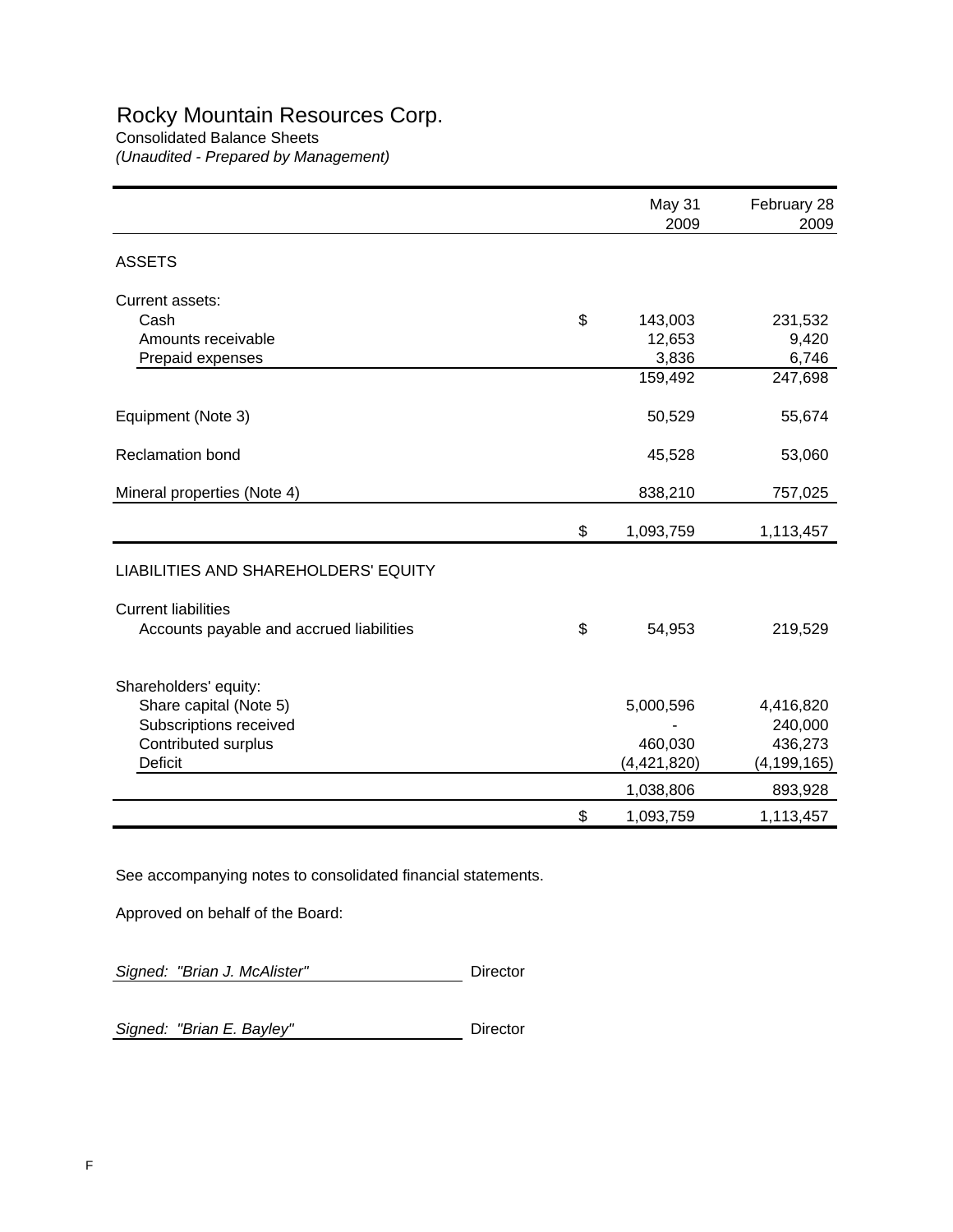# Rocky Mountain Resources Corp.

Consolidated Balance Sheets

*(Unaudited - Prepared by Management)*

| | May 31 2009 | February 28 2009 |
|---|---|---|
| **ASSETS** | | |
| Current assets: | | |
| Cash | $ 143,003 | 231,532 |
| Amounts receivable | 12,653 | 9,420 |
| Prepaid expenses | 3,836 | 6,746 |
| | 159,492 | 247,698 |
| Equipment (Note 3) | 50,529 | 55,674 |
| Reclamation bond | 45,528 | 53,060 |
| Mineral properties (Note 4) | 838,210 | 757,025 |
| | $ 1,093,759 | 1,113,457 |
| **LIABILITIES AND SHAREHOLDERS' EQUITY** | | |
| Current liabilities | | |
| Accounts payable and accrued liabilities | $ 54,953 | 219,529 |
| Shareholders' equity: | | |
| Share capital (Note 5) | 5,000,596 | 4,416,820 |
| Subscriptions received | - | 240,000 |
| Contributed surplus | 460,030 | 436,273 |
| Deficit | (4,421,820) | (4,199,165) |
| | 1,038,806 | 893,928 |
| | $ 1,093,759 | 1,113,457 |

See accompanying notes to consolidated financial statements.

Approved on behalf of the Board:

*Signed: "Brian J. McAlister"* Director

*Signed: "Brian E. Bayley"* Director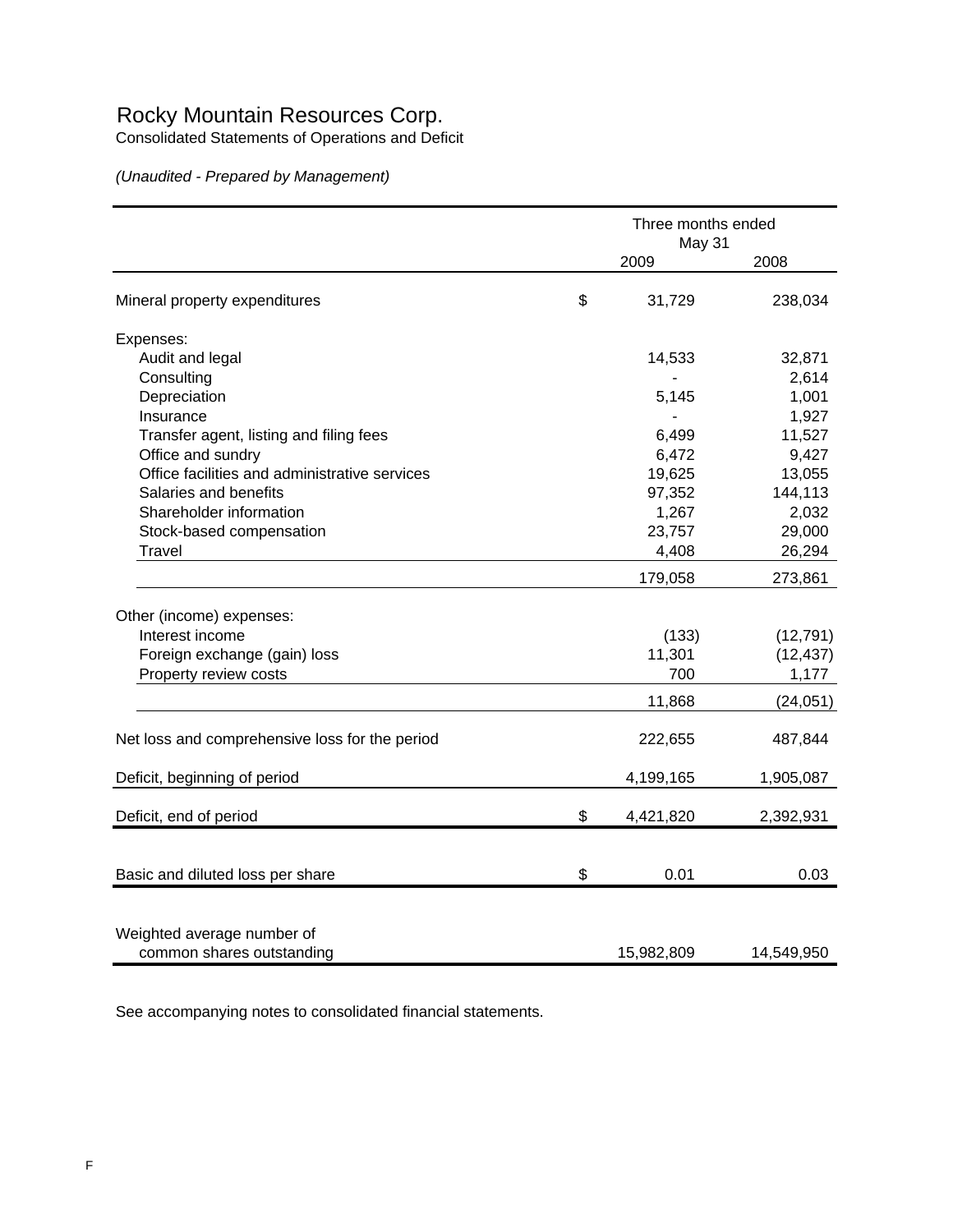# Rocky Mountain Resources Corp.

Consolidated Statements of Operations and Deficit

*(Unaudited - Prepared by Management)*

| | Three months ended May 31 | |
|---|---|---|
| | 2009 | 2008 |
| Mineral property expenditures | $ 31,729 | 238,034 |
| Expenses: | | |
| Audit and legal | 14,533 | 32,871 |
| Consulting | - | 2,614 |
| Depreciation | 5,145 | 1,001 |
| Insurance | - | 1,927 |
| Transfer agent, listing and filing fees | 6,499 | 11,527 |
| Office and sundry | 6,472 | 9,427 |
| Office facilities and administrative services | 19,625 | 13,055 |
| Salaries and benefits | 97,352 | 144,113 |
| Shareholder information | 1,267 | 2,032 |
| Stock-based compensation | 23,757 | 29,000 |
| Travel | 4,408 | 26,294 |
| | 179,058 | 273,861 |
| Other (income) expenses: | | |
| Interest income | (133) | (12,791) |
| Foreign exchange (gain) loss | 11,301 | (12,437) |
| Property review costs | 700 | 1,177 |
| | 11,868 | (24,051) |
| Net loss and comprehensive loss for the period | 222,655 | 487,844 |
| Deficit, beginning of period | 4,199,165 | 1,905,087 |
| Deficit, end of period | $ 4,421,820 | 2,392,931 |
| Basic and diluted loss per share | $ 0.01 | 0.03 |
| Weighted average number of common shares outstanding | 15,982,809 | 14,549,950 |

See accompanying notes to consolidated financial statements.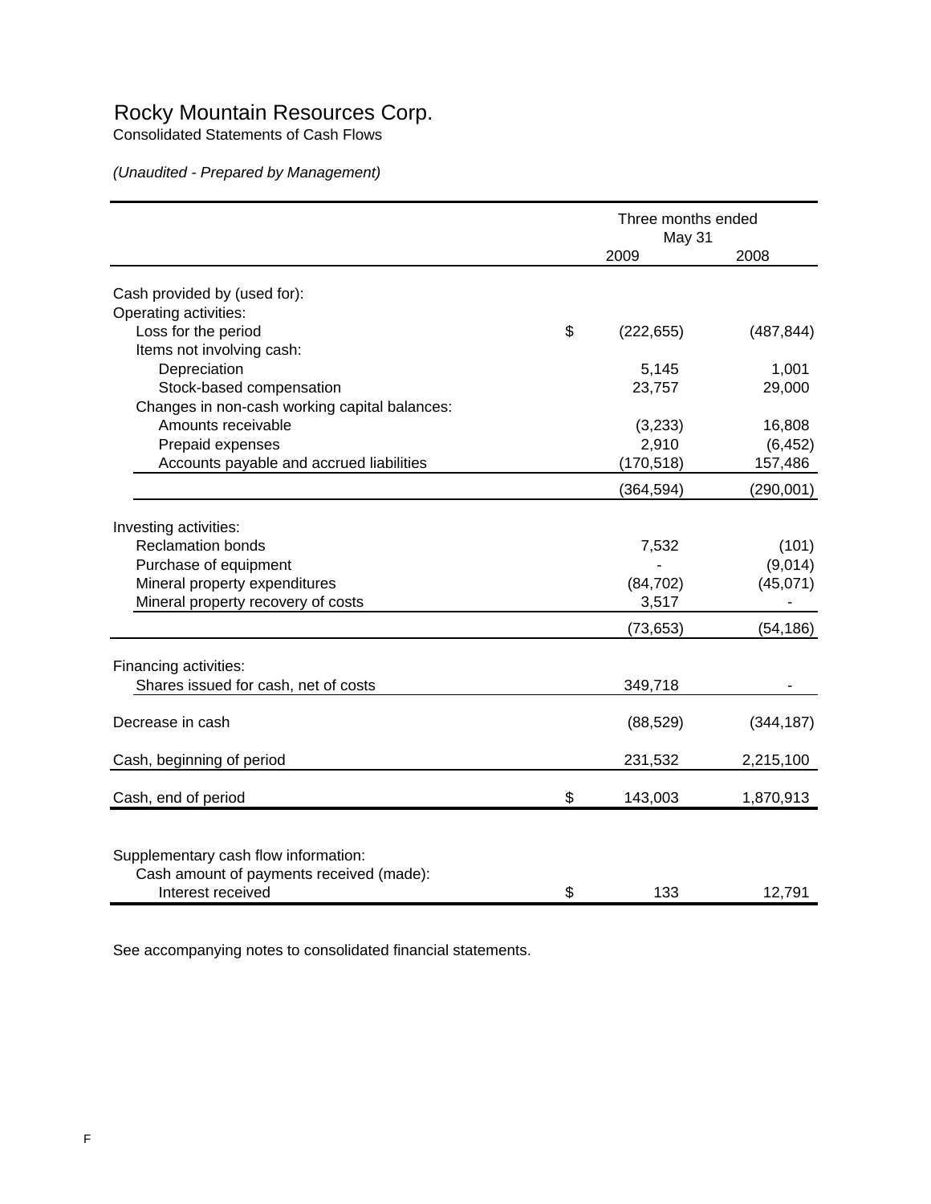# Rocky Mountain Resources Corp.

Consolidated Statements of Cash Flows

*(Unaudited - Prepared by Management)*

| | Three months ended May 31 | |
|---|---|---|
| | 2009 | 2008 |
| Cash provided by (used for): | | |
| Operating activities: | | |
| Loss for the period | $ (222,655) | (487,844) |
| Items not involving cash: | | |
| Depreciation | 5,145 | 1,001 |
| Stock-based compensation | 23,757 | 29,000 |
| Changes in non-cash working capital balances: | | |
| Amounts receivable | (3,233) | 16,808 |
| Prepaid expenses | 2,910 | (6,452) |
| Accounts payable and accrued liabilities | (170,518) | 157,486 |
| | (364,594) | (290,001) |
| Investing activities: | | |
| Reclamation bonds | 7,532 | (101) |
| Purchase of equipment | - | (9,014) |
| Mineral property expenditures | (84,702) | (45,071) |
| Mineral property recovery of costs | 3,517 | - |
| | (73,653) | (54,186) |
| Financing activities: | | |
| Shares issued for cash, net of costs | 349,718 | - |
| Decrease in cash | (88,529) | (344,187) |
| Cash, beginning of period | 231,532 | 2,215,100 |
| Cash, end of period | $ 143,003 | 1,870,913 |
| Supplementary cash flow information: | | |
| Cash amount of payments received (made): | | |
| Interest received | $ 133 | 12,791 |

See accompanying notes to consolidated financial statements.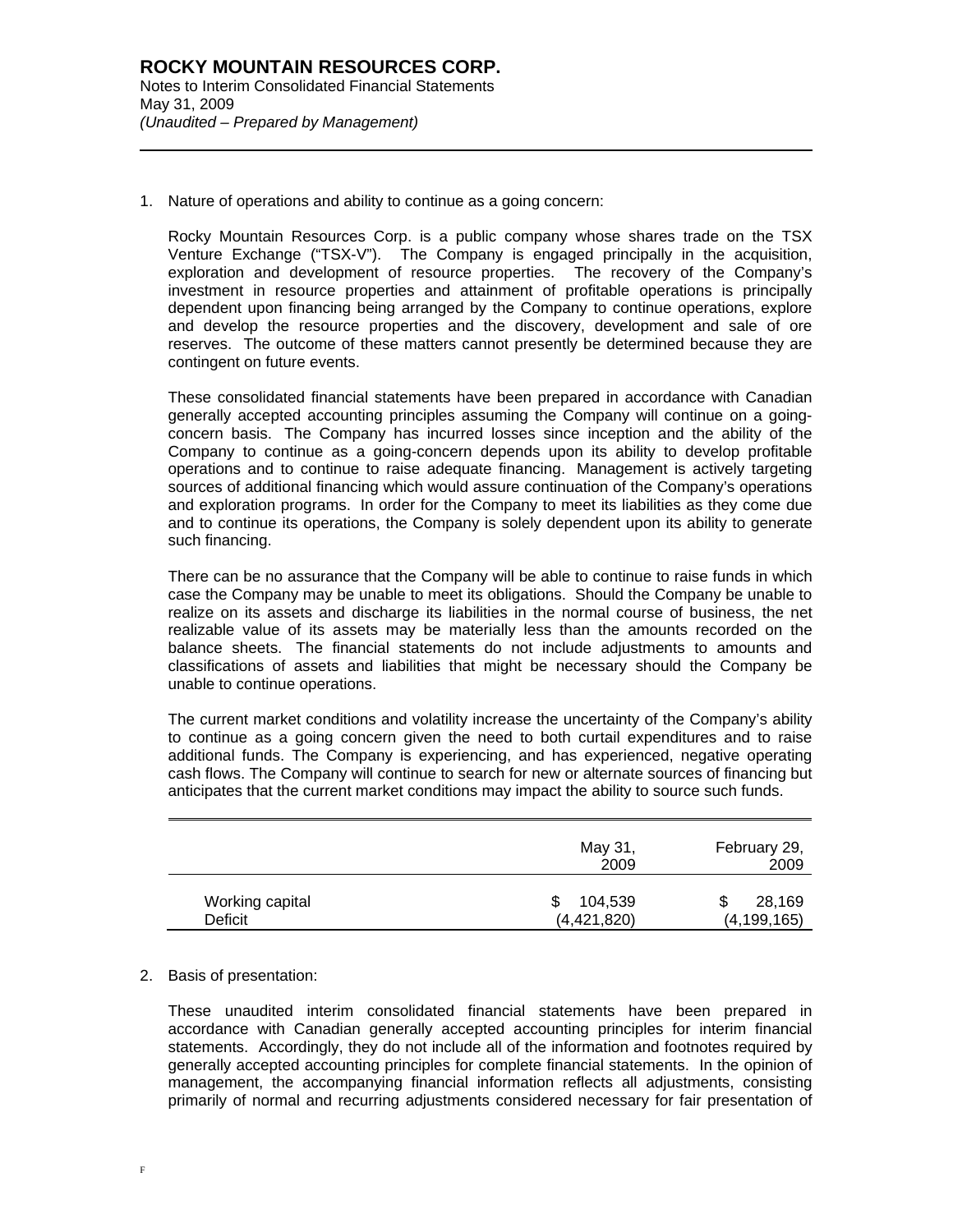1. Nature of operations and ability to continue as a going concern:

   Rocky Mountain Resources Corp. is a public company whose shares trade on the TSX Venture Exchange ("TSX-V"). The Company is engaged principally in the acquisition, exploration and development of resource properties. The recovery of the Company's investment in resource properties and attainment of profitable operations is principally dependent upon financing being arranged by the Company to continue operations, explore and develop the resource properties and the discovery, development and sale of ore reserves. The outcome of these matters cannot presently be determined because they are contingent on future events.

   These consolidated financial statements have been prepared in accordance with Canadian generally accepted accounting principles assuming the Company will continue on a going-concern basis. The Company has incurred losses since inception and the ability of the Company to continue as a going-concern depends upon its ability to develop profitable operations and to continue to raise adequate financing. Management is actively targeting sources of additional financing which would assure continuation of the Company's operations and exploration programs. In order for the Company to meet its liabilities as they come due and to continue its operations, the Company is solely dependent upon its ability to generate such financing.

   There can be no assurance that the Company will be able to continue to raise funds in which case the Company may be unable to meet its obligations. Should the Company be unable to realize on its assets and discharge its liabilities in the normal course of business, the net realizable value of its assets may be materially less than the amounts recorded on the balance sheets. The financial statements do not include adjustments to amounts and classifications of assets and liabilities that might be necessary should the Company be unable to continue operations.

   The current market conditions and volatility increase the uncertainty of the Company's ability to continue as a going concern given the need to both curtail expenditures and to raise additional funds. The Company is experiencing, and has experienced, negative operating cash flows. The Company will continue to search for new or alternate sources of financing but anticipates that the current market conditions may impact the ability to source such funds.

| | May 31, 2009 | February 29, 2009 |
|---|---|---|
| Working capital | $ 104,539 | $ 28,169 |
| Deficit | (4,421,820) | (4,199,165) |

2. Basis of presentation:

   These unaudited interim consolidated financial statements have been prepared in accordance with Canadian generally accepted accounting principles for interim financial statements. Accordingly, they do not include all of the information and footnotes required by generally accepted accounting principles for complete financial statements. In the opinion of management, the accompanying financial information reflects all adjustments, consisting primarily of normal and recurring adjustments considered necessary for fair presentation of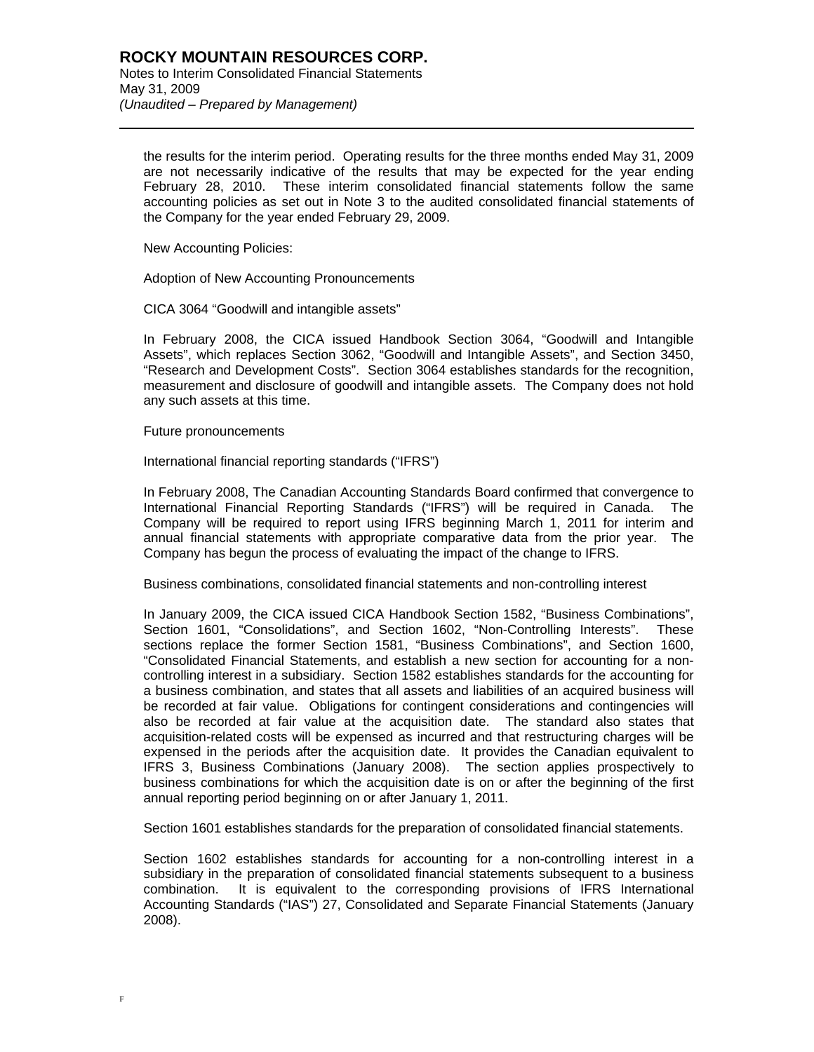the results for the interim period. Operating results for the three months ended May 31, 2009 are not necessarily indicative of the results that may be expected for the year ending February 28, 2010. These interim consolidated financial statements follow the same accounting policies as set out in Note 3 to the audited consolidated financial statements of the Company for the year ended February 29, 2009.

New Accounting Policies:

Adoption of New Accounting Pronouncements

CICA 3064 "Goodwill and intangible assets"

In February 2008, the CICA issued Handbook Section 3064, "Goodwill and Intangible Assets", which replaces Section 3062, "Goodwill and Intangible Assets", and Section 3450, "Research and Development Costs". Section 3064 establishes standards for the recognition, measurement and disclosure of goodwill and intangible assets. The Company does not hold any such assets at this time.

Future pronouncements

International financial reporting standards ("IFRS")

In February 2008, The Canadian Accounting Standards Board confirmed that convergence to International Financial Reporting Standards ("IFRS") will be required in Canada. The Company will be required to report using IFRS beginning March 1, 2011 for interim and annual financial statements with appropriate comparative data from the prior year. The Company has begun the process of evaluating the impact of the change to IFRS.

Business combinations, consolidated financial statements and non-controlling interest

In January 2009, the CICA issued CICA Handbook Section 1582, "Business Combinations", Section 1601, "Consolidations", and Section 1602, "Non-Controlling Interests". These sections replace the former Section 1581, "Business Combinations", and Section 1600, "Consolidated Financial Statements, and establish a new section for accounting for a non-controlling interest in a subsidiary. Section 1582 establishes standards for the accounting for a business combination, and states that all assets and liabilities of an acquired business will be recorded at fair value. Obligations for contingent considerations and contingencies will also be recorded at fair value at the acquisition date. The standard also states that acquisition-related costs will be expensed as incurred and that restructuring charges will be expensed in the periods after the acquisition date. It provides the Canadian equivalent to IFRS 3, Business Combinations (January 2008). The section applies prospectively to business combinations for which the acquisition date is on or after the beginning of the first annual reporting period beginning on or after January 1, 2011.

Section 1601 establishes standards for the preparation of consolidated financial statements.

Section 1602 establishes standards for accounting for a non-controlling interest in a subsidiary in the preparation of consolidated financial statements subsequent to a business combination. It is equivalent to the corresponding provisions of IFRS International Accounting Standards ("IAS") 27, Consolidated and Separate Financial Statements (January 2008).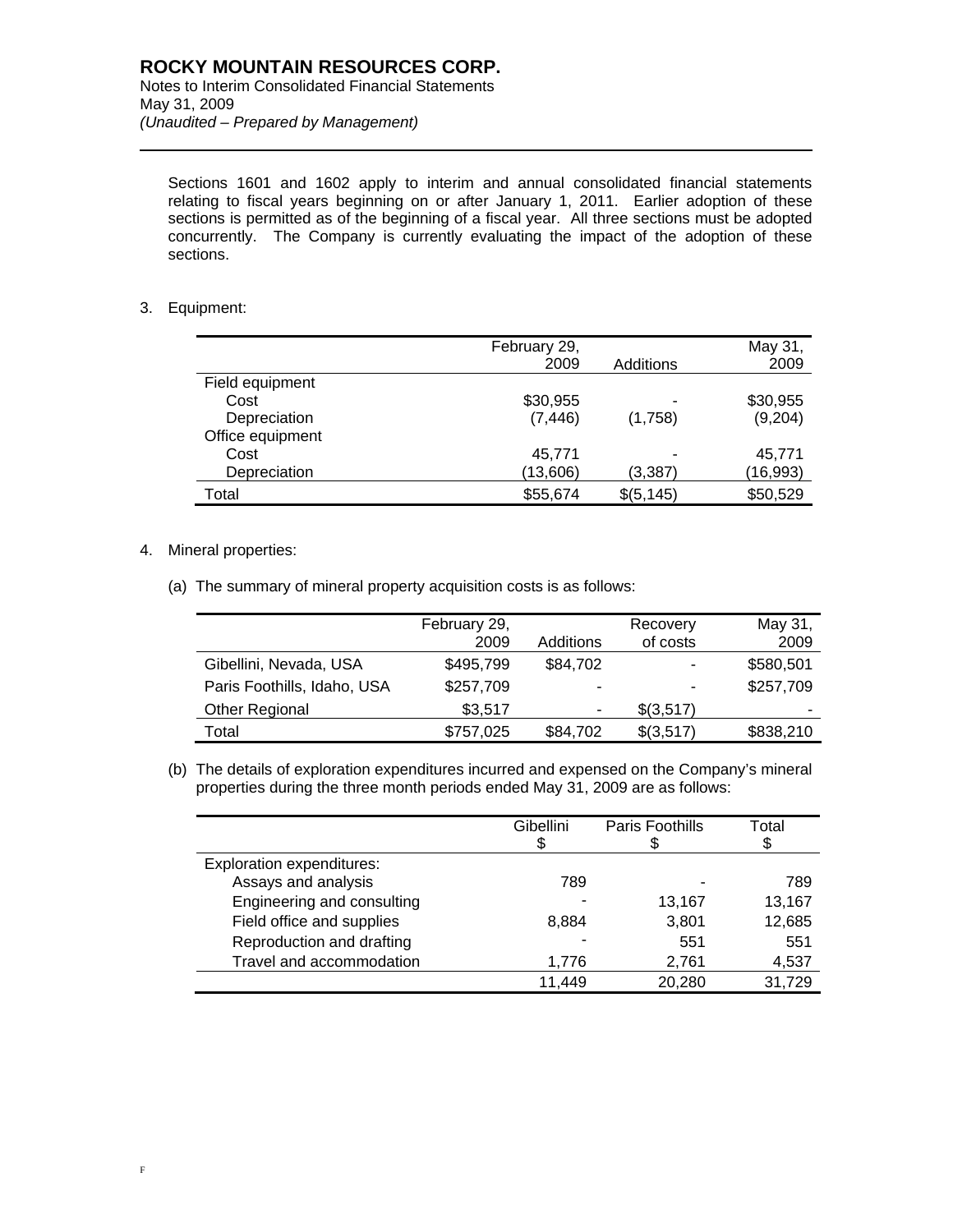Sections 1601 and 1602 apply to interim and annual consolidated financial statements relating to fiscal years beginning on or after January 1, 2011. Earlier adoption of these sections is permitted as of the beginning of a fiscal year. All three sections must be adopted concurrently. The Company is currently evaluating the impact of the adoption of these sections.

3. Equipment:

| | February 29, 2009 | Additions | May 31, 2009 |
|---|---|---|---|
| Field equipment | | | |
| Cost | $30,955 | - | $30,955 |
| Depreciation | (7,446) | (1,758) | (9,204) |
| Office equipment | | | |
| Cost | 45,771 | - | 45,771 |
| Depreciation | (13,606) | (3,387) | (16,993) |
| Total | $55,674 | $(5,145) | $50,529 |

4. Mineral properties:

(a) The summary of mineral property acquisition costs is as follows:

| | February 29, 2009 | Additions | Recovery of costs | May 31, 2009 |
|---|---|---|---|---|
| Gibellini, Nevada, USA | $495,799 | $84,702 | - | $580,501 |
| Paris Foothills, Idaho, USA | $257,709 | - | - | $257,709 |
| Other Regional | $3,517 | - | $(3,517) | - |
| Total | $757,025 | $84,702 | $(3,517) | $838,210 |

(b) The details of exploration expenditures incurred and expensed on the Company's mineral properties during the three month periods ended May 31, 2009 are as follows:

| | Gibellini $ | Paris Foothills $ | Total $ |
|---|---|---|---|
| Exploration expenditures: | | | |
| Assays and analysis | 789 | - | 789 |
| Engineering and consulting | - | 13,167 | 13,167 |
| Field office and supplies | 8,884 | 3,801 | 12,685 |
| Reproduction and drafting | - | 551 | 551 |
| Travel and accommodation | 1,776 | 2,761 | 4,537 |
| | 11,449 | 20,280 | 31,729 |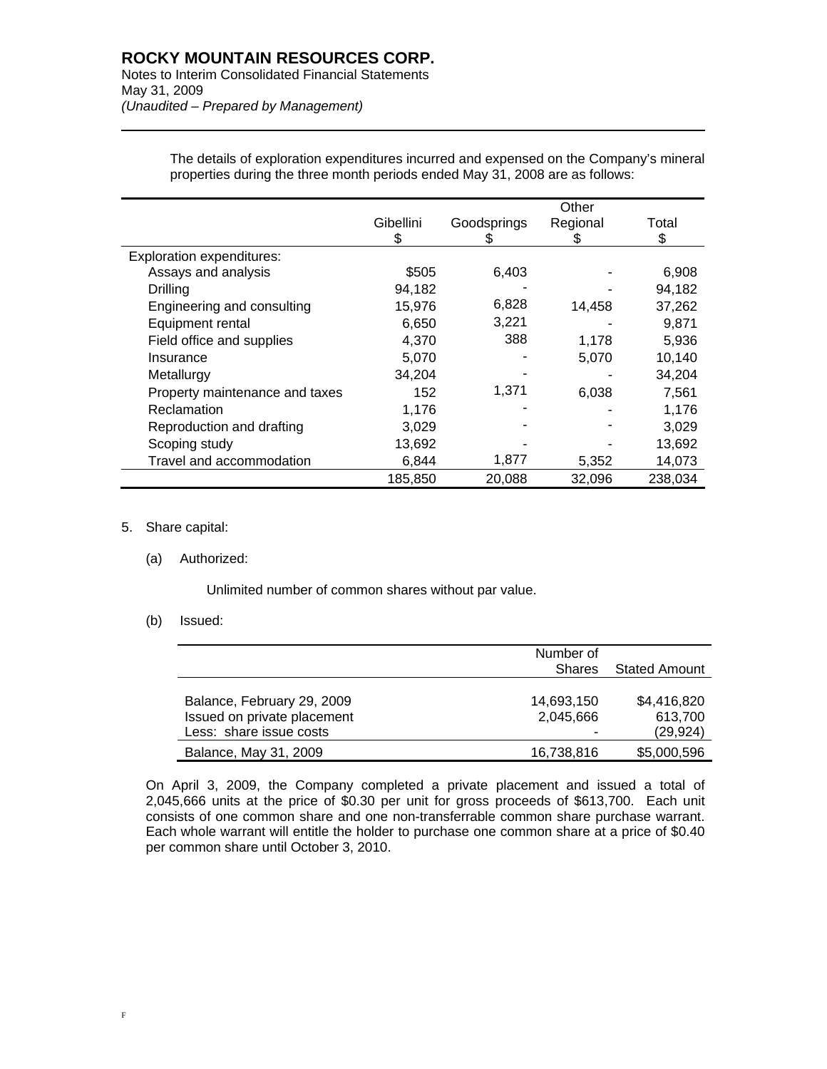The details of exploration expenditures incurred and expensed on the Company's mineral properties during the three month periods ended May 31, 2008 are as follows:

| | Gibellini<br>$ | Goodsprings<br>$ | Other Regional<br>$ | Total<br>$ |
|---|---|---|---|---|
| Exploration expenditures: | | | | |
| Assays and analysis | $505 | 6,403 | - | 6,908 |
| Drilling | 94,182 | - | - | 94,182 |
| Engineering and consulting | 15,976 | 6,828 | 14,458 | 37,262 |
| Equipment rental | 6,650 | 3,221 | - | 9,871 |
| Field office and supplies | 4,370 | 388 | 1,178 | 5,936 |
| Insurance | 5,070 | - | 5,070 | 10,140 |
| Metallurgy | 34,204 | - | - | 34,204 |
| Property maintenance and taxes | 152 | 1,371 | 6,038 | 7,561 |
| Reclamation | 1,176 | - | - | 1,176 |
| Reproduction and drafting | 3,029 | - | - | 3,029 |
| Scoping study | 13,692 | - | - | 13,692 |
| Travel and accommodation | 6,844 | 1,877 | 5,352 | 14,073 |
| | 185,850 | 20,088 | 32,096 | 238,034 |

5. Share capital:

(a) Authorized:

Unlimited number of common shares without par value.

(b) Issued:

| | Number of Shares | Stated Amount |
|---|---|---|
| Balance, February 29, 2009 | 14,693,150 | $4,416,820 |
| Issued on private placement | 2,045,666 | 613,700 |
| Less: share issue costs | - | (29,924) |
| Balance, May 31, 2009 | 16,738,816 | $5,000,596 |

On April 3, 2009, the Company completed a private placement and issued a total of 2,045,666 units at the price of $0.30 per unit for gross proceeds of $613,700. Each unit consists of one common share and one non-transferrable common share purchase warrant. Each whole warrant will entitle the holder to purchase one common share at a price of $0.40 per common share until October 3, 2010.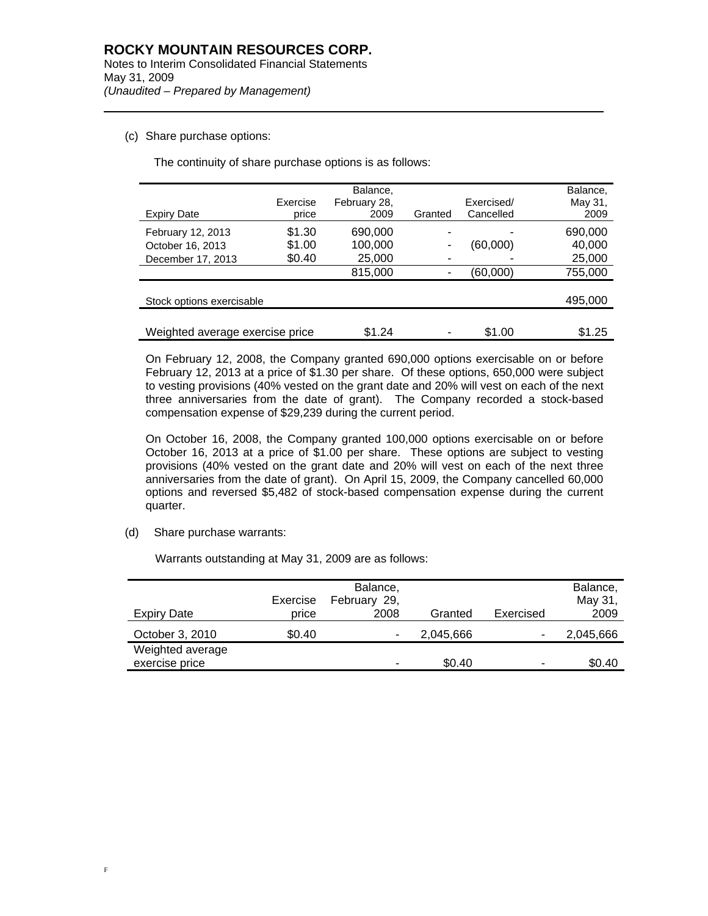(c) Share purchase options:

The continuity of share purchase options is as follows:

| Expiry Date | Exercise price | Balance, February 28, 2009 | Granted | Exercised/ Cancelled | Balance, May 31, 2009 |
|---|---|---|---|---|---|
| February 12, 2013 | $1.30 | 690,000 | - | - | 690,000 |
| October 16, 2013 | $1.00 | 100,000 | - | (60,000) | 40,000 |
| December 17, 2013 | $0.40 | 25,000 | - | - | 25,000 |
| | | 815,000 | - | (60,000) | 755,000 |
| Stock options exercisable | | | | | 495,000 |
| Weighted average exercise price | | $1.24 | - | $1.00 | $1.25 |

On February 12, 2008, the Company granted 690,000 options exercisable on or before February 12, 2013 at a price of $1.30 per share. Of these options, 650,000 were subject to vesting provisions (40% vested on the grant date and 20% will vest on each of the next three anniversaries from the date of grant). The Company recorded a stock-based compensation expense of $29,239 during the current period.

On October 16, 2008, the Company granted 100,000 options exercisable on or before October 16, 2013 at a price of $1.00 per share. These options are subject to vesting provisions (40% vested on the grant date and 20% will vest on each of the next three anniversaries from the date of grant). On April 15, 2009, the Company cancelled 60,000 options and reversed $5,482 of stock-based compensation expense during the current quarter.

(d) Share purchase warrants:

Warrants outstanding at May 31, 2009 are as follows:

| Expiry Date | Exercise price | Balance, February 29, 2008 | Granted | Exercised | Balance, May 31, 2009 |
|---|---|---|---|---|---|
| October 3, 2010 | $0.40 | - | 2,045,666 | - | 2,045,666 |
| Weighted average exercise price | | - | $0.40 | - | $0.40 |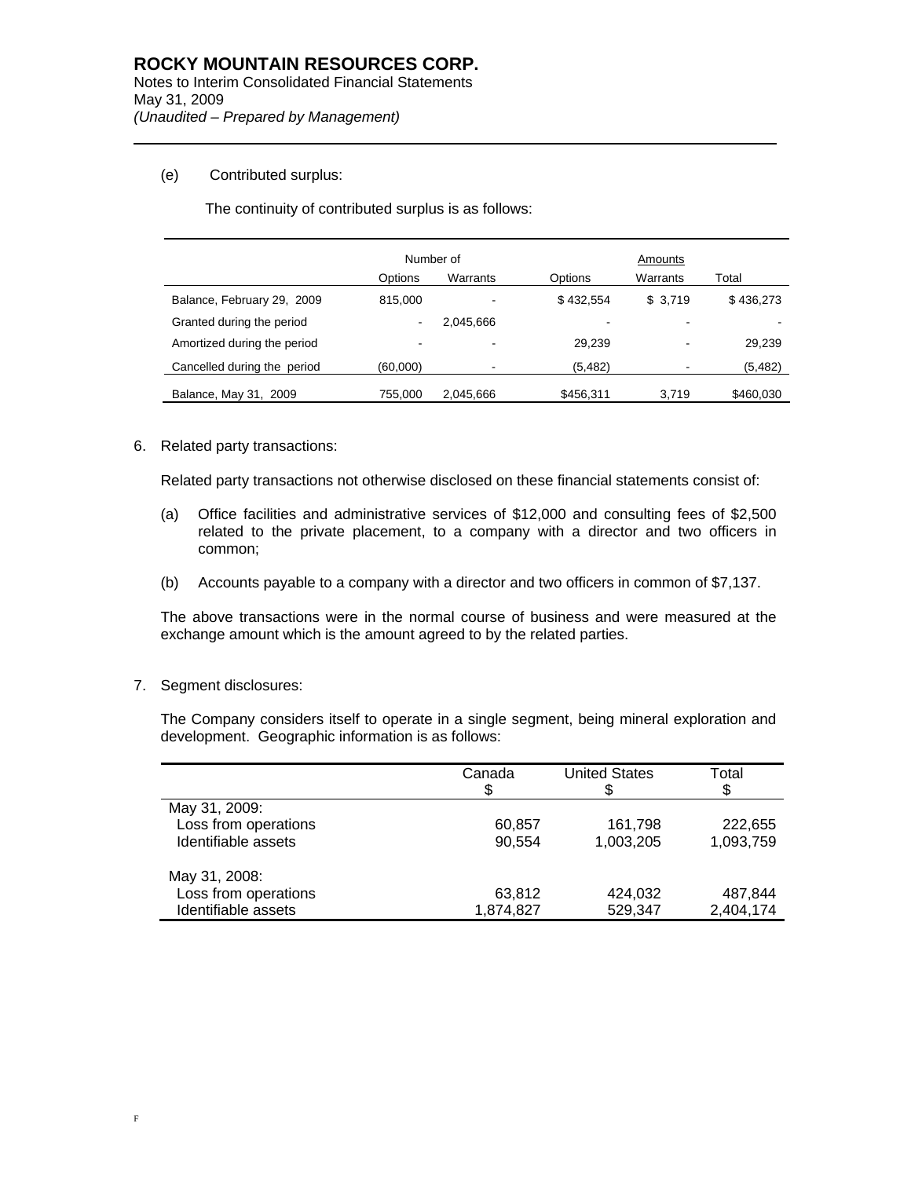(e) Contributed surplus:

The continuity of contributed surplus is as follows:

| | Number of | | Amounts | | |
|---|---|---|---|---|---|
| | Options | Warrants | Options | Warrants | Total |
| Balance, February 29, 2009 | 815,000 | - | $ 432,554 | $ 3,719 | $ 436,273 |
| Granted during the period | - | 2,045,666 | - | - | - |
| Amortized during the period | - | - | 29,239 | - | 29,239 |
| Cancelled during the period | (60,000) | - | (5,482) | - | (5,482) |
| Balance, May 31, 2009 | 755,000 | 2,045,666 | $456,311 | 3,719 | $460,030 |

6. Related party transactions:

Related party transactions not otherwise disclosed on these financial statements consist of:

(a) Office facilities and administrative services of $12,000 and consulting fees of $2,500 related to the private placement, to a company with a director and two officers in common;

(b) Accounts payable to a company with a director and two officers in common of $7,137.

The above transactions were in the normal course of business and were measured at the exchange amount which is the amount agreed to by the related parties.

7. Segment disclosures:

The Company considers itself to operate in a single segment, being mineral exploration and development. Geographic information is as follows:

| | Canada<br>$ | United States<br>$ | Total<br>$ |
|---|---|---|---|
| May 31, 2009: | | | |
| Loss from operations | 60,857 | 161,798 | 222,655 |
| Identifiable assets | 90,554 | 1,003,205 | 1,093,759 |
| May 31, 2008: | | | |
| Loss from operations | 63,812 | 424,032 | 487,844 |
| Identifiable assets | 1,874,827 | 529,347 | 2,404,174 |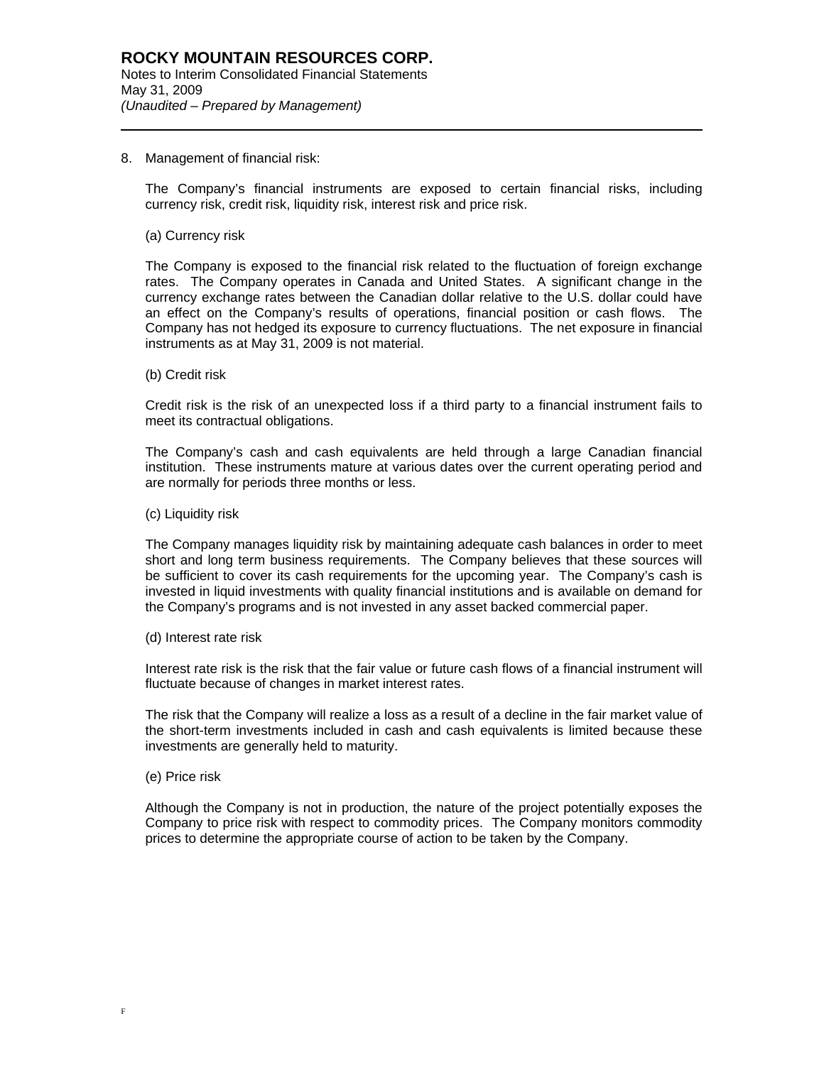# ROCKY MOUNTAIN RESOURCES CORP.

Notes to Interim Consolidated Financial Statements
May 31, 2009
*(Unaudited – Prepared by Management)*

8. Management of financial risk:

The Company's financial instruments are exposed to certain financial risks, including currency risk, credit risk, liquidity risk, interest risk and price risk.

(a) Currency risk

The Company is exposed to the financial risk related to the fluctuation of foreign exchange rates. The Company operates in Canada and United States. A significant change in the currency exchange rates between the Canadian dollar relative to the U.S. dollar could have an effect on the Company's results of operations, financial position or cash flows. The Company has not hedged its exposure to currency fluctuations. The net exposure in financial instruments as at May 31, 2009 is not material.

(b) Credit risk

Credit risk is the risk of an unexpected loss if a third party to a financial instrument fails to meet its contractual obligations.

The Company's cash and cash equivalents are held through a large Canadian financial institution. These instruments mature at various dates over the current operating period and are normally for periods three months or less.

(c) Liquidity risk

The Company manages liquidity risk by maintaining adequate cash balances in order to meet short and long term business requirements. The Company believes that these sources will be sufficient to cover its cash requirements for the upcoming year. The Company's cash is invested in liquid investments with quality financial institutions and is available on demand for the Company's programs and is not invested in any asset backed commercial paper.

(d) Interest rate risk

Interest rate risk is the risk that the fair value or future cash flows of a financial instrument will fluctuate because of changes in market interest rates.

The risk that the Company will realize a loss as a result of a decline in the fair market value of the short-term investments included in cash and cash equivalents is limited because these investments are generally held to maturity.

(e) Price risk

Although the Company is not in production, the nature of the project potentially exposes the Company to price risk with respect to commodity prices. The Company monitors commodity prices to determine the appropriate course of action to be taken by the Company.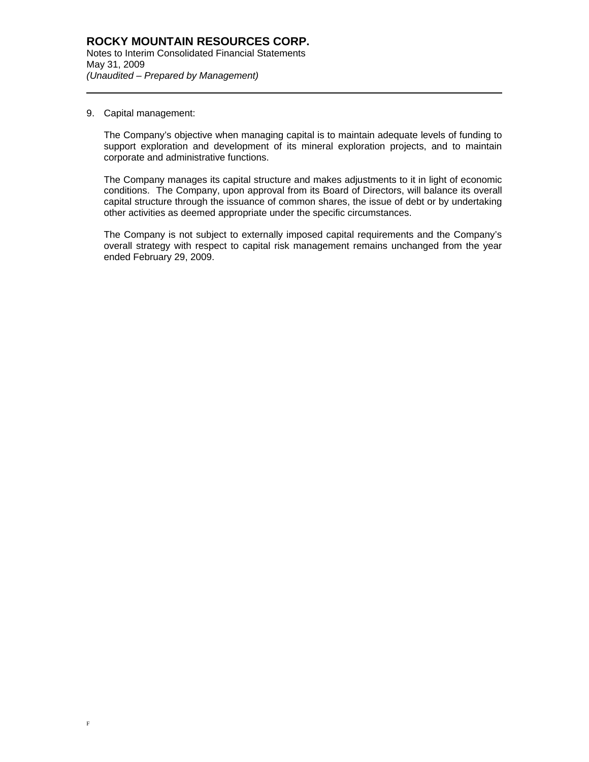9. Capital management:

   The Company's objective when managing capital is to maintain adequate levels of funding to support exploration and development of its mineral exploration projects, and to maintain corporate and administrative functions.

   The Company manages its capital structure and makes adjustments to it in light of economic conditions. The Company, upon approval from its Board of Directors, will balance its overall capital structure through the issuance of common shares, the issue of debt or by undertaking other activities as deemed appropriate under the specific circumstances.

   The Company is not subject to externally imposed capital requirements and the Company's overall strategy with respect to capital risk management remains unchanged from the year ended February 29, 2009.